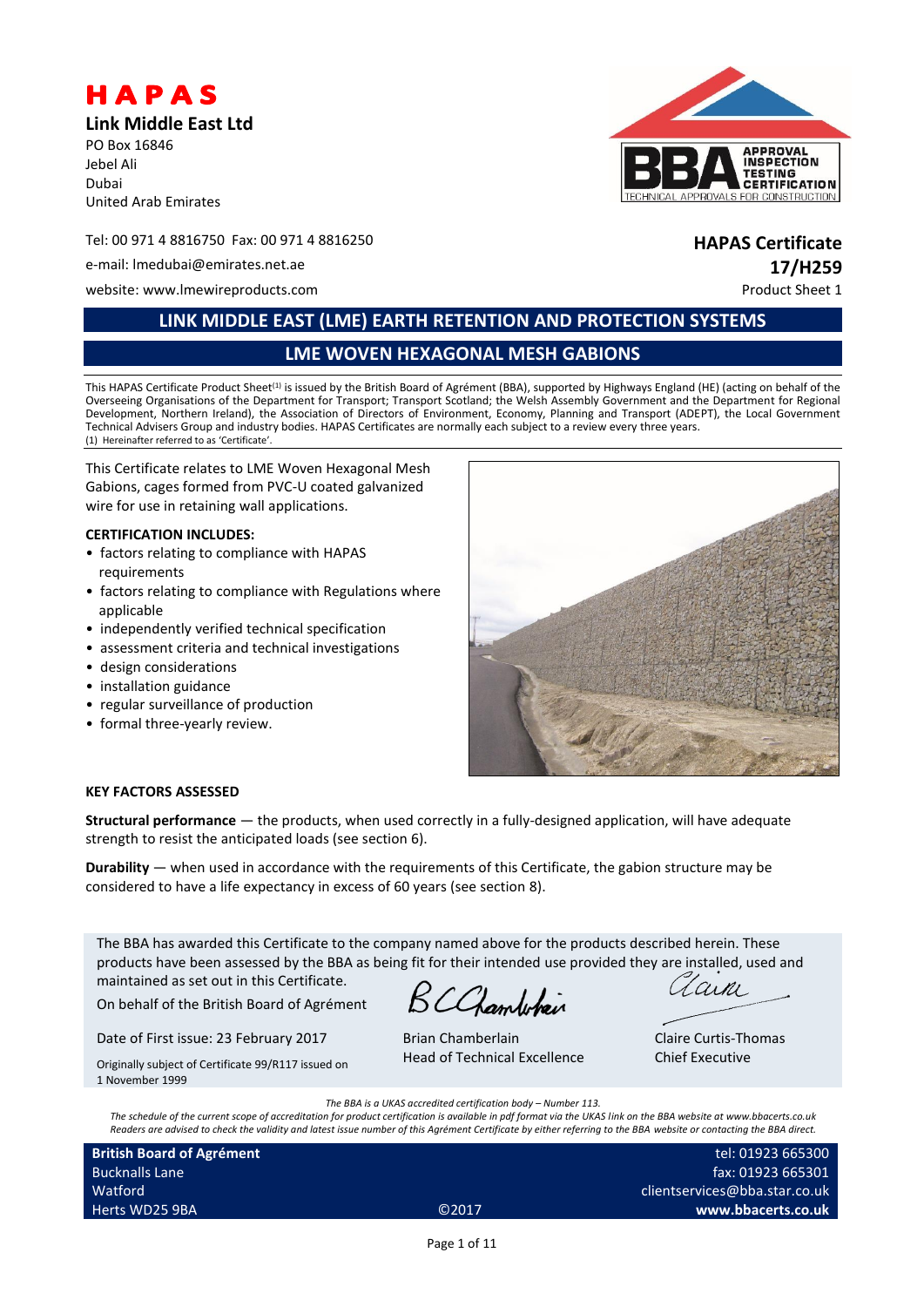# HAPAS

**Link Middle East Ltd**

PO Box 16846
Jebel Ali
Dubai
United Arab Emirates

Tel: 00 971 4 8816750 Fax: 00 971 4 8816250

e-mail: lmedubai@emirates.net.ae

website: www.lmewireproducts.com

**HAPAS Certificate**
**17/H259**
Product Sheet 1

## LINK MIDDLE EAST (LME) EARTH RETENTION AND PROTECTION SYSTEMS

## LME WOVEN HEXAGONAL MESH GABIONS

This HAPAS Certificate Product Sheet[1] is issued by the British Board of Agrément (BBA), supported by Highways England (HE) (acting on behalf of the Overseeing Organisations of the Department for Transport; Transport Scotland; the Welsh Assembly Government and the Department for Regional Development, Northern Ireland), the Association of Directors of Environment, Economy, Planning and Transport (ADEPT), the Local Government Technical Advisers Group and industry bodies. HAPAS Certificates are normally each subject to a review every three years.

(1) Hereinafter referred to as 'Certificate'.

This Certificate relates to LME Woven Hexagonal Mesh Gabions, cages formed from PVC-U coated galvanized wire for use in retaining wall applications.

**CERTIFICATION INCLUDES:**

- factors relating to compliance with HAPAS requirements
- factors relating to compliance with Regulations where applicable
- independently verified technical specification
- assessment criteria and technical investigations
- design considerations
- installation guidance
- regular surveillance of production
- formal three-yearly review.

**KEY FACTORS ASSESSED**

**Structural performance** — the products, when used correctly in a fully-designed application, will have adequate strength to resist the anticipated loads (see section 6).

**Durability** — when used in accordance with the requirements of this Certificate, the gabion structure may be considered to have a life expectancy in excess of 60 years (see section 8).

The BBA has awarded this Certificate to the company named above for the products described herein. These products have been assessed by the BBA as being fit for their intended use provided they are installed, used and maintained as set out in this Certificate.

On behalf of the British Board of Agrément

Date of First issue: 23 February 2017

Originally subject of Certificate 99/R117 issued on 1 November 1999

Brian Chamberlain
Head of Technical Excellence

Claire Curtis-Thomas
Chief Executive

*The BBA is a UKAS accredited certification body – Number 113.*
*The schedule of the current scope of accreditation for product certification is available in pdf format via the UKAS link on the BBA website at www.bbacerts.co.uk*
*Readers are advised to check the validity and latest issue number of this Agrément Certificate by either referring to the BBA website or contacting the BBA direct.*

**British Board of Agrément**
Bucknalls Lane
Watford
Herts WD25 9BA

©2017

tel: 01923 665300
fax: 01923 665301
clientservices@bba.star.co.uk
**www.bbacerts.co.uk**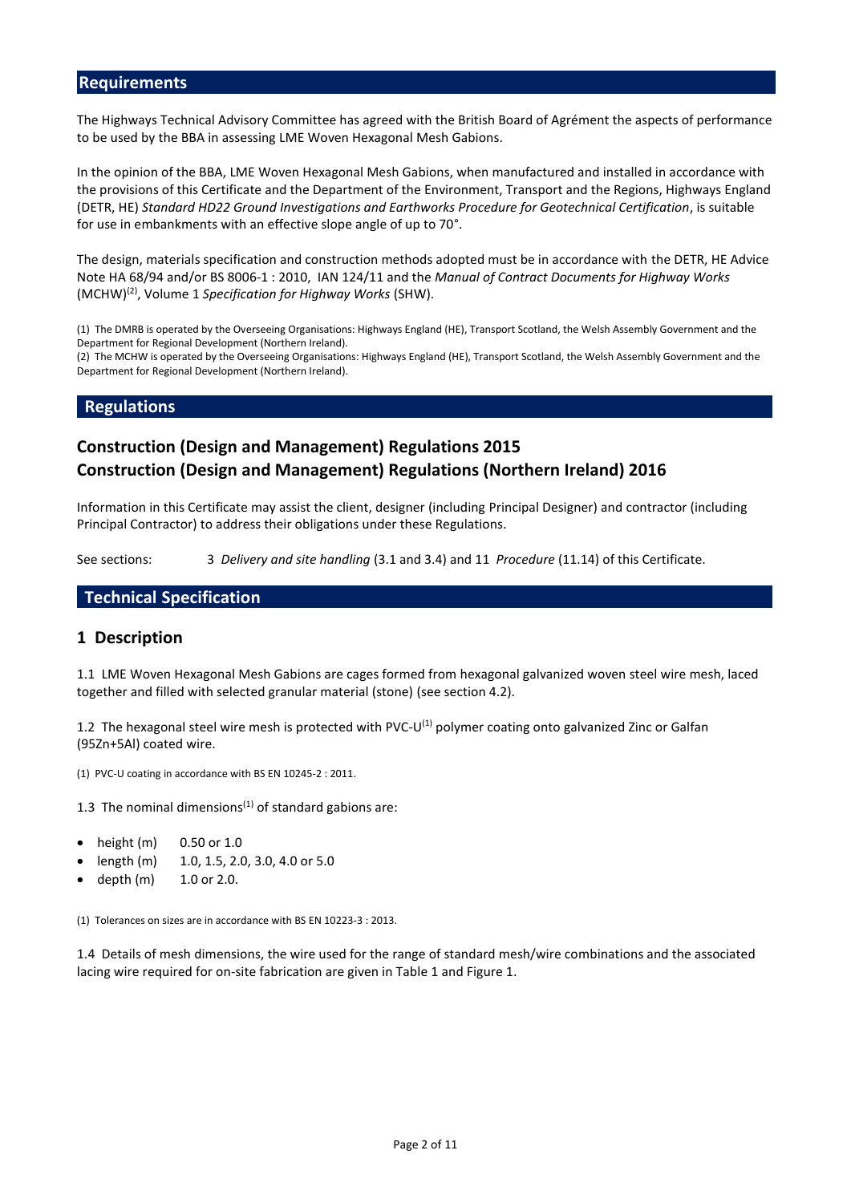## Requirements

The Highways Technical Advisory Committee has agreed with the British Board of Agrément the aspects of performance to be used by the BBA in assessing LME Woven Hexagonal Mesh Gabions.

In the opinion of the BBA, LME Woven Hexagonal Mesh Gabions, when manufactured and installed in accordance with the provisions of this Certificate and the Department of the Environment, Transport and the Regions, Highways England (DETR, HE) *Standard HD22 Ground Investigations and Earthworks Procedure for Geotechnical Certification*, is suitable for use in embankments with an effective slope angle of up to 70°.

The design, materials specification and construction methods adopted must be in accordance with the DETR, HE Advice Note HA 68/94 and/or BS 8006-1 : 2010, IAN 124/11 and the *Manual of Contract Documents for Highway Works* (MCHW)[2], Volume 1 *Specification for Highway Works* (SHW).

(1) The DMRB is operated by the Overseeing Organisations: Highways England (HE), Transport Scotland, the Welsh Assembly Government and the Department for Regional Development (Northern Ireland).
(2) The MCHW is operated by the Overseeing Organisations: Highways England (HE), Transport Scotland, the Welsh Assembly Government and the Department for Regional Development (Northern Ireland).

## Regulations

### Construction (Design and Management) Regulations 2015
### Construction (Design and Management) Regulations (Northern Ireland) 2016

Information in this Certificate may assist the client, designer (including Principal Designer) and contractor (including Principal Contractor) to address their obligations under these Regulations.

See sections: 3 *Delivery and site handling* (3.1 and 3.4) and 11 *Procedure* (11.14) of this Certificate.

## Technical Specification

## 1 Description

1.1 LME Woven Hexagonal Mesh Gabions are cages formed from hexagonal galvanized woven steel wire mesh, laced together and filled with selected granular material (stone) (see section 4.2).

1.2 The hexagonal steel wire mesh is protected with PVC-U[1] polymer coating onto galvanized Zinc or Galfan (95Zn+5Al) coated wire.

(1) PVC-U coating in accordance with BS EN 10245-2 : 2011.

1.3 The nominal dimensions[1] of standard gabions are:

- height (m) 0.50 or 1.0
- length (m) 1.0, 1.5, 2.0, 3.0, 4.0 or 5.0
- depth (m) 1.0 or 2.0.

(1) Tolerances on sizes are in accordance with BS EN 10223-3 : 2013.

1.4 Details of mesh dimensions, the wire used for the range of standard mesh/wire combinations and the associated lacing wire required for on-site fabrication are given in Table 1 and Figure 1.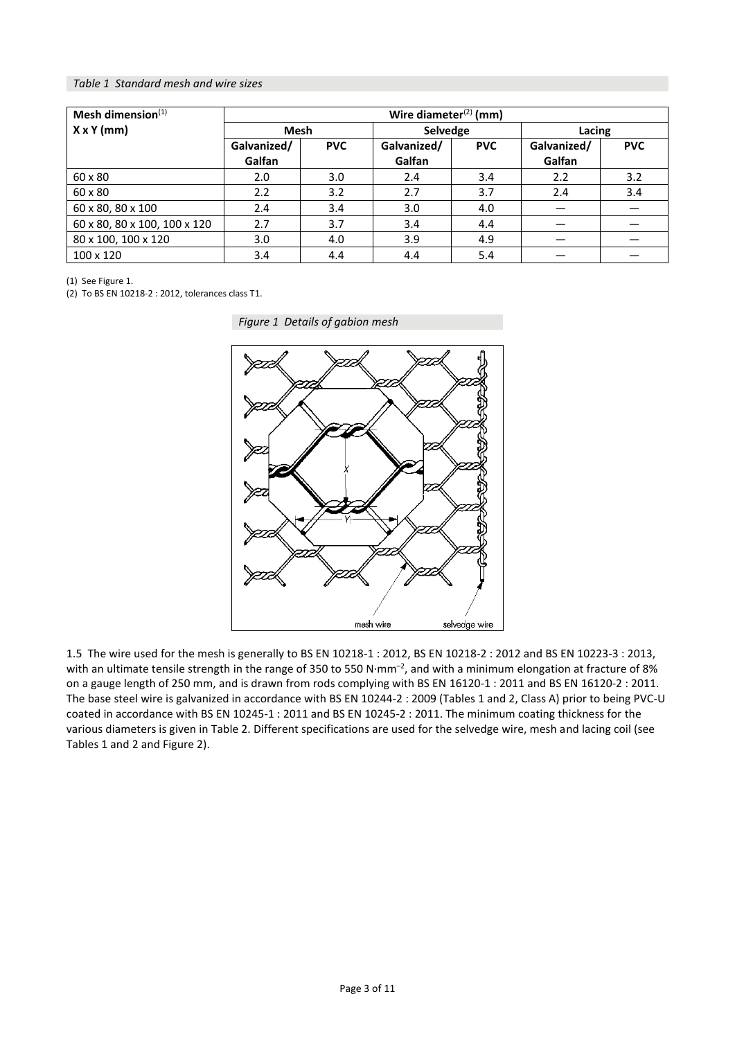*Table 1 Standard mesh and wire sizes*

| Mesh dimension[1] X x Y (mm) | Wire diameter[2] (mm) | | | | | |
|---|---|---|---|---|---|---|
| | Mesh | | Selvedge | | Lacing | |
| | Galvanized/ Galfan | PVC | Galvanized/ Galfan | PVC | Galvanized/ Galfan | PVC |
| 60 x 80 | 2.0 | 3.0 | 2.4 | 3.4 | 2.2 | 3.2 |
| 60 x 80 | 2.2 | 3.2 | 2.7 | 3.7 | 2.4 | 3.4 |
| 60 x 80, 80 x 100 | 2.4 | 3.4 | 3.0 | 4.0 | — | — |
| 60 x 80, 80 x 100, 100 x 120 | 2.7 | 3.7 | 3.4 | 4.4 | — | — |
| 80 x 100, 100 x 120 | 3.0 | 4.0 | 3.9 | 4.9 | — | — |
| 100 x 120 | 3.4 | 4.4 | 4.4 | 5.4 | — | — |

(1) See Figure 1.
(2) To BS EN 10218-2 : 2012, tolerances class T1.

*Figure 1 Details of gabion mesh*

1.5 The wire used for the mesh is generally to BS EN 10218-1 : 2012, BS EN 10218-2 : 2012 and BS EN 10223-3 : 2013, with an ultimate tensile strength in the range of 350 to 550 $N \cdot mm^{-2}$, and with a minimum elongation at fracture of 8% on a gauge length of 250 mm, and is drawn from rods complying with BS EN 16120-1 : 2011 and BS EN 16120-2 : 2011. The base steel wire is galvanized in accordance with BS EN 10244-2 : 2009 (Tables 1 and 2, Class A) prior to being PVC-U coated in accordance with BS EN 10245-1 : 2011 and BS EN 10245-2 : 2011. The minimum coating thickness for the various diameters is given in Table 2. Different specifications are used for the selvedge wire, mesh and lacing coil (see Tables 1 and 2 and Figure 2).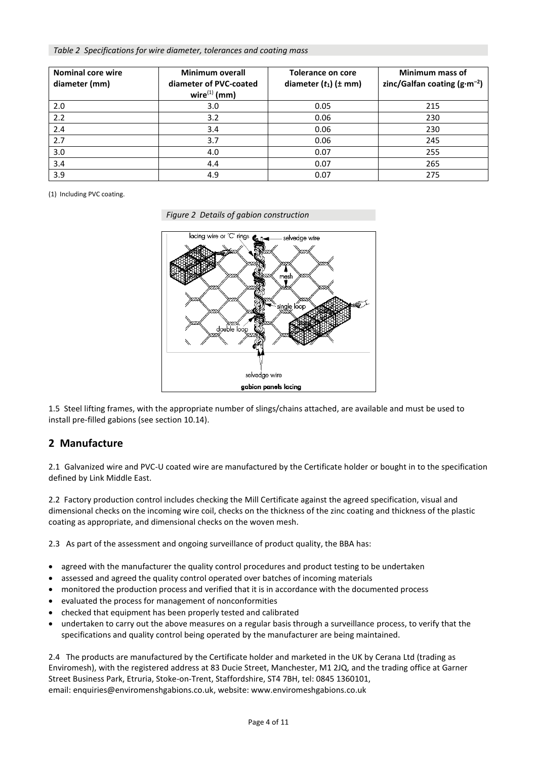*Table 2 Specifications for wire diameter, tolerances and coating mass*

| Nominal core wire diameter (mm) | Minimum overall diameter of PVC-coated wire[(1)] (mm) | Tolerance on core diameter ($t_1$) (± mm) | Minimum mass of zinc/Galfan coating ($g \cdot m^{-2}$) |
|---|---|---|---|
| 2.0 | 3.0 | 0.05 | 215 |
| 2.2 | 3.2 | 0.06 | 230 |
| 2.4 | 3.4 | 0.06 | 230 |
| 2.7 | 3.7 | 0.06 | 245 |
| 3.0 | 4.0 | 0.07 | 255 |
| 3.4 | 4.4 | 0.07 | 265 |
| 3.9 | 4.9 | 0.07 | 275 |

(1) Including PVC coating.

*Figure 2 Details of gabion construction*

1.5 Steel lifting frames, with the appropriate number of slings/chains attached, are available and must be used to install pre-filled gabions (see section 10.14).

## 2 Manufacture

2.1 Galvanized wire and PVC-U coated wire are manufactured by the Certificate holder or bought in to the specification defined by Link Middle East.

2.2 Factory production control includes checking the Mill Certificate against the agreed specification, visual and dimensional checks on the incoming wire coil, checks on the thickness of the zinc coating and thickness of the plastic coating as appropriate, and dimensional checks on the woven mesh.

2.3 As part of the assessment and ongoing surveillance of product quality, the BBA has:

- agreed with the manufacturer the quality control procedures and product testing to be undertaken
- assessed and agreed the quality control operated over batches of incoming materials
- monitored the production process and verified that it is in accordance with the documented process
- evaluated the process for management of nonconformities
- checked that equipment has been properly tested and calibrated
- undertaken to carry out the above measures on a regular basis through a surveillance process, to verify that the specifications and quality control being operated by the manufacturer are being maintained.

2.4 The products are manufactured by the Certificate holder and marketed in the UK by Cerana Ltd (trading as Enviromesh), with the registered address at 83 Ducie Street, Manchester, M1 2JQ, and the trading office at Garner Street Business Park, Etruria, Stoke-on-Trent, Staffordshire, ST4 7BH, tel: 0845 1360101, email: enquiries@enviromenshgabions.co.uk, website: www.enviromeshgabions.co.uk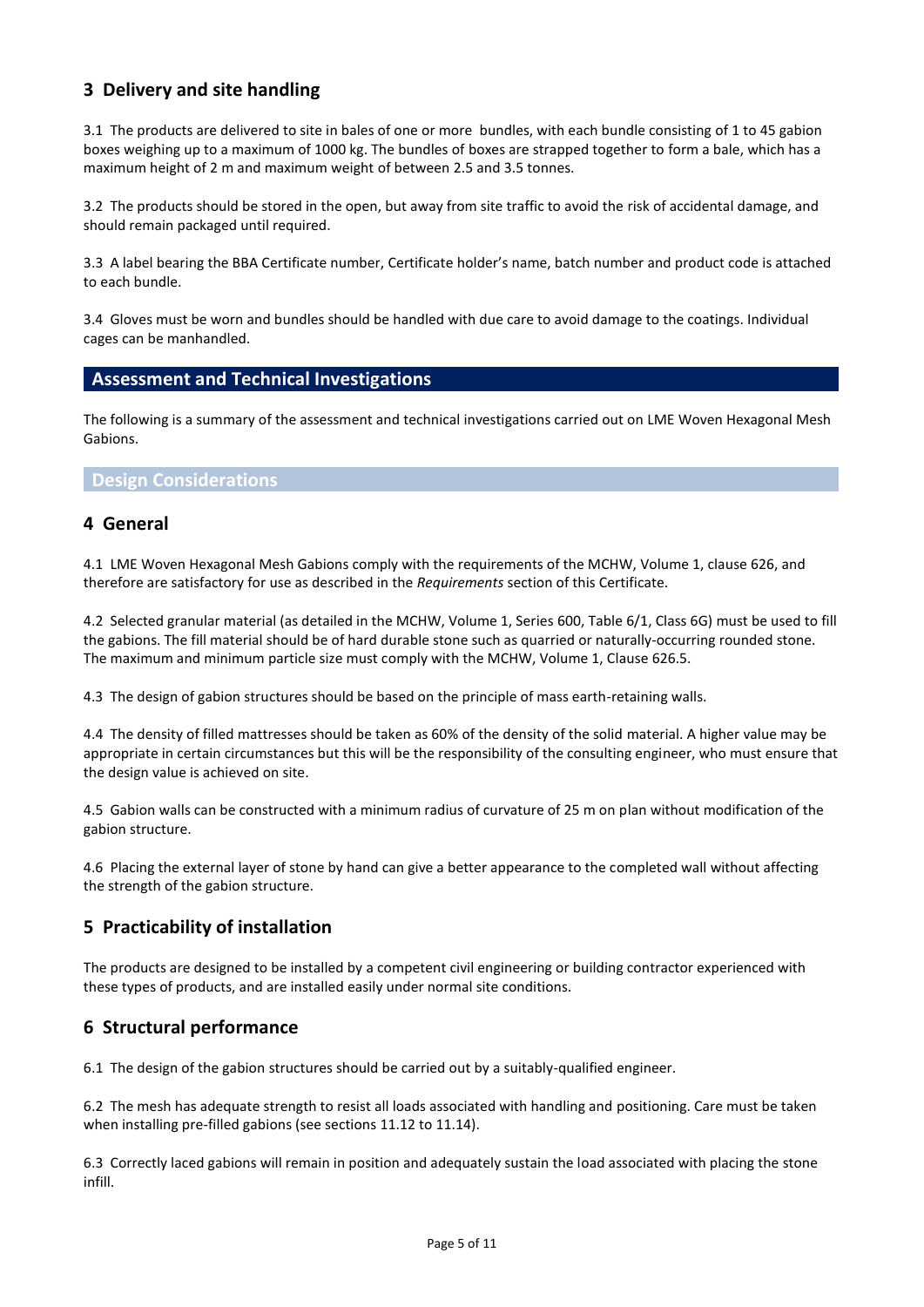## 3 Delivery and site handling

3.1 The products are delivered to site in bales of one or more bundles, with each bundle consisting of 1 to 45 gabion boxes weighing up to a maximum of 1000 kg. The bundles of boxes are strapped together to form a bale, which has a maximum height of 2 m and maximum weight of between 2.5 and 3.5 tonnes.

3.2 The products should be stored in the open, but away from site traffic to avoid the risk of accidental damage, and should remain packaged until required.

3.3 A label bearing the BBA Certificate number, Certificate holder's name, batch number and product code is attached to each bundle.

3.4 Gloves must be worn and bundles should be handled with due care to avoid damage to the coatings. Individual cages can be manhandled.

# Assessment and Technical Investigations

The following is a summary of the assessment and technical investigations carried out on LME Woven Hexagonal Mesh Gabions.

## Design Considerations

## 4 General

4.1 LME Woven Hexagonal Mesh Gabions comply with the requirements of the MCHW, Volume 1, clause 626, and therefore are satisfactory for use as described in the *Requirements* section of this Certificate.

4.2 Selected granular material (as detailed in the MCHW, Volume 1, Series 600, Table 6/1, Class 6G) must be used to fill the gabions. The fill material should be of hard durable stone such as quarried or naturally-occurring rounded stone. The maximum and minimum particle size must comply with the MCHW, Volume 1, Clause 626.5.

4.3 The design of gabion structures should be based on the principle of mass earth-retaining walls.

4.4 The density of filled mattresses should be taken as 60% of the density of the solid material. A higher value may be appropriate in certain circumstances but this will be the responsibility of the consulting engineer, who must ensure that the design value is achieved on site.

4.5 Gabion walls can be constructed with a minimum radius of curvature of 25 m on plan without modification of the gabion structure.

4.6 Placing the external layer of stone by hand can give a better appearance to the completed wall without affecting the strength of the gabion structure.

## 5 Practicability of installation

The products are designed to be installed by a competent civil engineering or building contractor experienced with these types of products, and are installed easily under normal site conditions.

## 6 Structural performance

6.1 The design of the gabion structures should be carried out by a suitably-qualified engineer.

6.2 The mesh has adequate strength to resist all loads associated with handling and positioning. Care must be taken when installing pre-filled gabions (see sections 11.12 to 11.14).

6.3 Correctly laced gabions will remain in position and adequately sustain the load associated with placing the stone infill.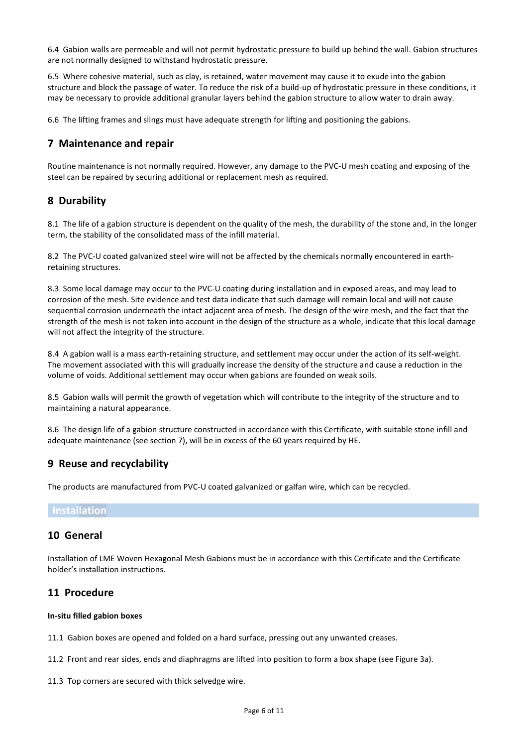6.4 Gabion walls are permeable and will not permit hydrostatic pressure to build up behind the wall. Gabion structures are not normally designed to withstand hydrostatic pressure.

6.5 Where cohesive material, such as clay, is retained, water movement may cause it to exude into the gabion structure and block the passage of water. To reduce the risk of a build-up of hydrostatic pressure in these conditions, it may be necessary to provide additional granular layers behind the gabion structure to allow water to drain away.

6.6 The lifting frames and slings must have adequate strength for lifting and positioning the gabions.

## 7 Maintenance and repair

Routine maintenance is not normally required. However, any damage to the PVC-U mesh coating and exposing of the steel can be repaired by securing additional or replacement mesh as required.

## 8 Durability

8.1 The life of a gabion structure is dependent on the quality of the mesh, the durability of the stone and, in the longer term, the stability of the consolidated mass of the infill material.

8.2 The PVC-U coated galvanized steel wire will not be affected by the chemicals normally encountered in earth-retaining structures.

8.3 Some local damage may occur to the PVC-U coating during installation and in exposed areas, and may lead to corrosion of the mesh. Site evidence and test data indicate that such damage will remain local and will not cause sequential corrosion underneath the intact adjacent area of mesh. The design of the wire mesh, and the fact that the strength of the mesh is not taken into account in the design of the structure as a whole, indicate that this local damage will not affect the integrity of the structure.

8.4 A gabion wall is a mass earth-retaining structure, and settlement may occur under the action of its self-weight. The movement associated with this will gradually increase the density of the structure and cause a reduction in the volume of voids. Additional settlement may occur when gabions are founded on weak soils.

8.5 Gabion walls will permit the growth of vegetation which will contribute to the integrity of the structure and to maintaining a natural appearance.

8.6 The design life of a gabion structure constructed in accordance with this Certificate, with suitable stone infill and adequate maintenance (see section 7), will be in excess of the 60 years required by HE.

## 9 Reuse and recyclability

The products are manufactured from PVC-U coated galvanized or galfan wire, which can be recycled.

# Installation

## 10 General

Installation of LME Woven Hexagonal Mesh Gabions must be in accordance with this Certificate and the Certificate holder's installation instructions.

## 11 Procedure

**In-situ filled gabion boxes**

11.1 Gabion boxes are opened and folded on a hard surface, pressing out any unwanted creases.

11.2 Front and rear sides, ends and diaphragms are lifted into position to form a box shape (see Figure 3a).

11.3 Top corners are secured with thick selvedge wire.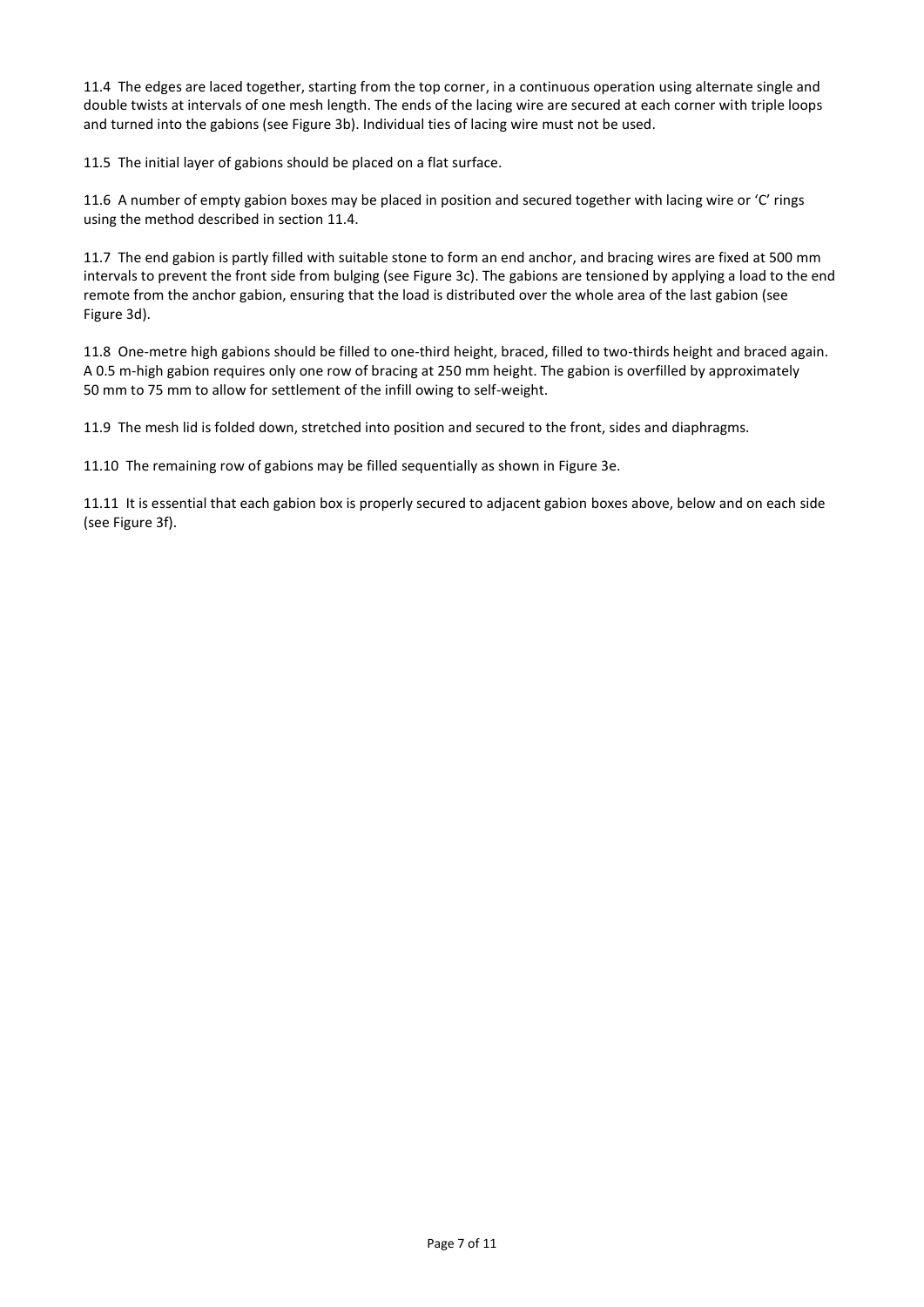11.4 The edges are laced together, starting from the top corner, in a continuous operation using alternate single and double twists at intervals of one mesh length. The ends of the lacing wire are secured at each corner with triple loops and turned into the gabions (see Figure 3b). Individual ties of lacing wire must not be used.

11.5 The initial layer of gabions should be placed on a flat surface.

11.6 A number of empty gabion boxes may be placed in position and secured together with lacing wire or 'C' rings using the method described in section 11.4.

11.7 The end gabion is partly filled with suitable stone to form an end anchor, and bracing wires are fixed at 500 mm intervals to prevent the front side from bulging (see Figure 3c). The gabions are tensioned by applying a load to the end remote from the anchor gabion, ensuring that the load is distributed over the whole area of the last gabion (see Figure 3d).

11.8 One-metre high gabions should be filled to one-third height, braced, filled to two-thirds height and braced again. A 0.5 m-high gabion requires only one row of bracing at 250 mm height. The gabion is overfilled by approximately 50 mm to 75 mm to allow for settlement of the infill owing to self-weight.

11.9 The mesh lid is folded down, stretched into position and secured to the front, sides and diaphragms.

11.10 The remaining row of gabions may be filled sequentially as shown in Figure 3e.

11.11 It is essential that each gabion box is properly secured to adjacent gabion boxes above, below and on each side (see Figure 3f).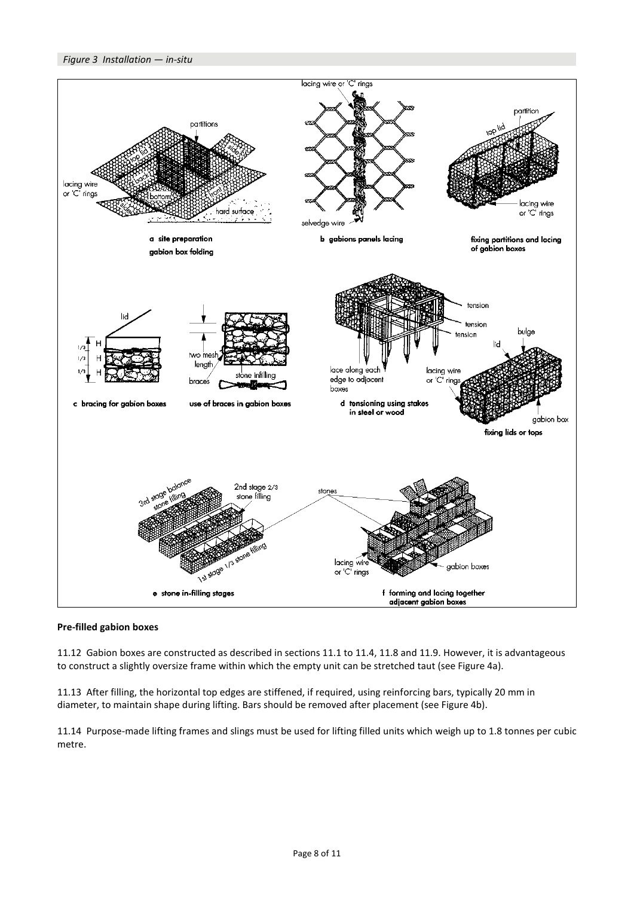*Figure 3 Installation — in-situ*

**Pre-filled gabion boxes**

11.12 Gabion boxes are constructed as described in sections 11.1 to 11.4, 11.8 and 11.9. However, it is advantageous to construct a slightly oversize frame within which the empty unit can be stretched taut (see Figure 4a).

11.13 After filling, the horizontal top edges are stiffened, if required, using reinforcing bars, typically 20 mm in diameter, to maintain shape during lifting. Bars should be removed after placement (see Figure 4b).

11.14 Purpose-made lifting frames and slings must be used for lifting filled units which weigh up to 1.8 tonnes per cubic metre.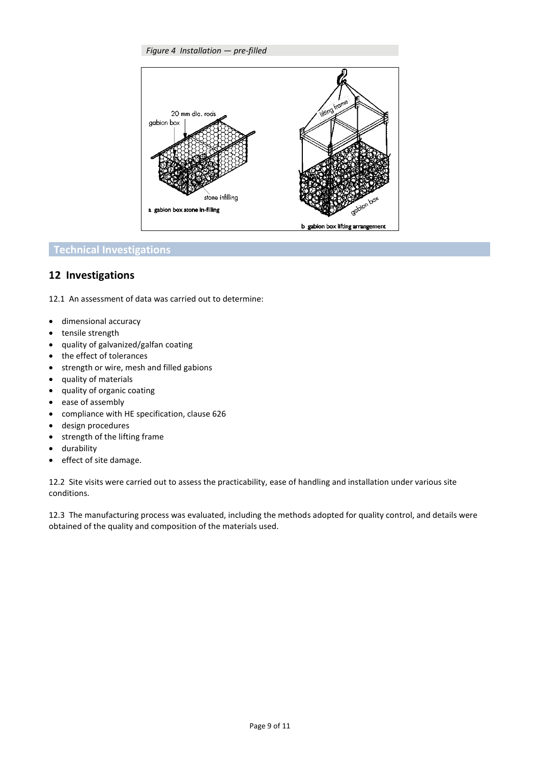*Figure 4 Installation — pre-filled*

a gabion box stone in-filling

b gabion box lifting arrangement

## Technical Investigations

## 12 Investigations

12.1 An assessment of data was carried out to determine:

- dimensional accuracy
- tensile strength
- quality of galvanized/galfan coating
- the effect of tolerances
- strength or wire, mesh and filled gabions
- quality of materials
- quality of organic coating
- ease of assembly
- compliance with HE specification, clause 626
- design procedures
- strength of the lifting frame
- durability
- effect of site damage.

12.2 Site visits were carried out to assess the practicability, ease of handling and installation under various site conditions.

12.3 The manufacturing process was evaluated, including the methods adopted for quality control, and details were obtained of the quality and composition of the materials used.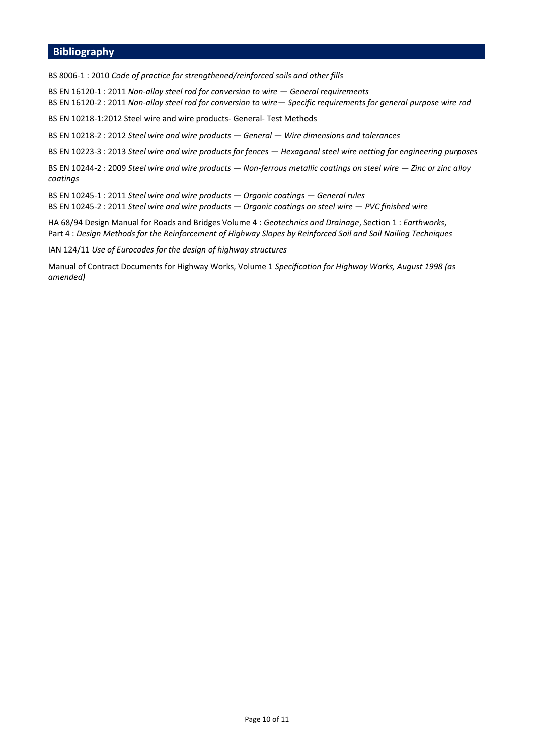## Bibliography

BS 8006-1 : 2010 *Code of practice for strengthened/reinforced soils and other fills*

BS EN 16120-1 : 2011 *Non-alloy steel rod for conversion to wire — General requirements*
BS EN 16120-2 : 2011 *Non-alloy steel rod for conversion to wire— Specific requirements for general purpose wire rod*

BS EN 10218-1:2012 Steel wire and wire products- General- Test Methods

BS EN 10218-2 : 2012 *Steel wire and wire products — General — Wire dimensions and tolerances*

BS EN 10223-3 : 2013 *Steel wire and wire products for fences — Hexagonal steel wire netting for engineering purposes*

BS EN 10244-2 : 2009 *Steel wire and wire products — Non-ferrous metallic coatings on steel wire — Zinc or zinc alloy coatings*

BS EN 10245-1 : 2011 *Steel wire and wire products — Organic coatings — General rules*
BS EN 10245-2 : 2011 *Steel wire and wire products — Organic coatings on steel wire — PVC finished wire*

HA 68/94 Design Manual for Roads and Bridges Volume 4 : *Geotechnics and Drainage*, Section 1 : *Earthworks*, Part 4 : *Design Methods for the Reinforcement of Highway Slopes by Reinforced Soil and Soil Nailing Techniques*

IAN 124/11 *Use of Eurocodes for the design of highway structures*

Manual of Contract Documents for Highway Works, Volume 1 *Specification for Highway Works, August 1998 (as amended)*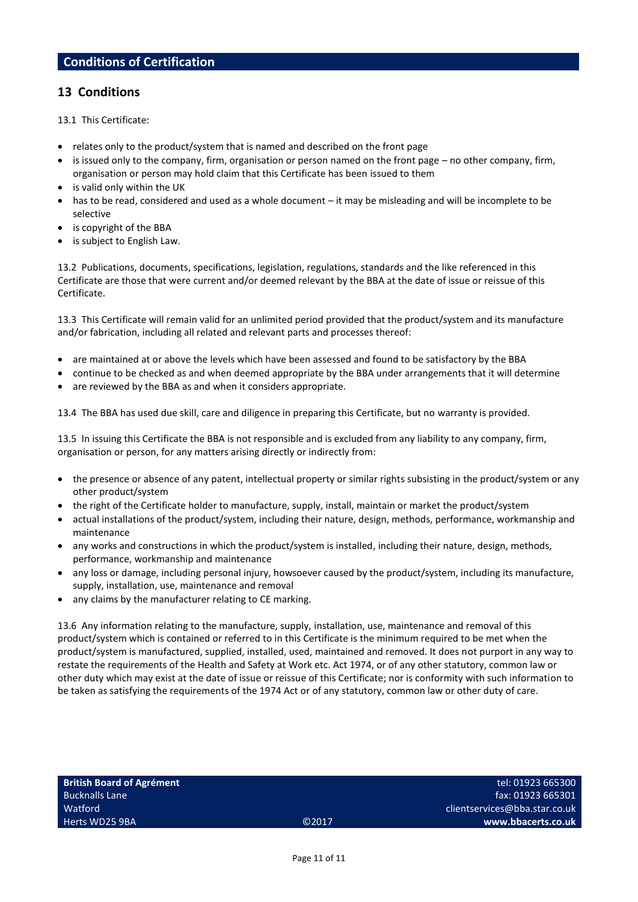## Conditions of Certification

## 13 Conditions

13.1 This Certificate:

- relates only to the product/system that is named and described on the front page
- is issued only to the company, firm, organisation or person named on the front page – no other company, firm, organisation or person may hold claim that this Certificate has been issued to them
- is valid only within the UK
- has to be read, considered and used as a whole document – it may be misleading and will be incomplete to be selective
- is copyright of the BBA
- is subject to English Law.

13.2 Publications, documents, specifications, legislation, regulations, standards and the like referenced in this Certificate are those that were current and/or deemed relevant by the BBA at the date of issue or reissue of this Certificate.

13.3 This Certificate will remain valid for an unlimited period provided that the product/system and its manufacture and/or fabrication, including all related and relevant parts and processes thereof:

- are maintained at or above the levels which have been assessed and found to be satisfactory by the BBA
- continue to be checked as and when deemed appropriate by the BBA under arrangements that it will determine
- are reviewed by the BBA as and when it considers appropriate.

13.4 The BBA has used due skill, care and diligence in preparing this Certificate, but no warranty is provided.

13.5 In issuing this Certificate the BBA is not responsible and is excluded from any liability to any company, firm, organisation or person, for any matters arising directly or indirectly from:

- the presence or absence of any patent, intellectual property or similar rights subsisting in the product/system or any other product/system
- the right of the Certificate holder to manufacture, supply, install, maintain or market the product/system
- actual installations of the product/system, including their nature, design, methods, performance, workmanship and maintenance
- any works and constructions in which the product/system is installed, including their nature, design, methods, performance, workmanship and maintenance
- any loss or damage, including personal injury, howsoever caused by the product/system, including its manufacture, supply, installation, use, maintenance and removal
- any claims by the manufacturer relating to CE marking.

13.6 Any information relating to the manufacture, supply, installation, use, maintenance and removal of this product/system which is contained or referred to in this Certificate is the minimum required to be met when the product/system is manufactured, supplied, installed, used, maintained and removed. It does not purport in any way to restate the requirements of the Health and Safety at Work etc. Act 1974, or of any other statutory, common law or other duty which may exist at the date of issue or reissue of this Certificate; nor is conformity with such information to be taken as satisfying the requirements of the 1974 Act or of any statutory, common law or other duty of care.

**British Board of Agrément**
Bucknalls Lane
Watford
Herts WD25 9BA

©2017

tel: 01923 665300
fax: 01923 665301
clientservices@bba.star.co.uk
**www.bbacerts.co.uk**